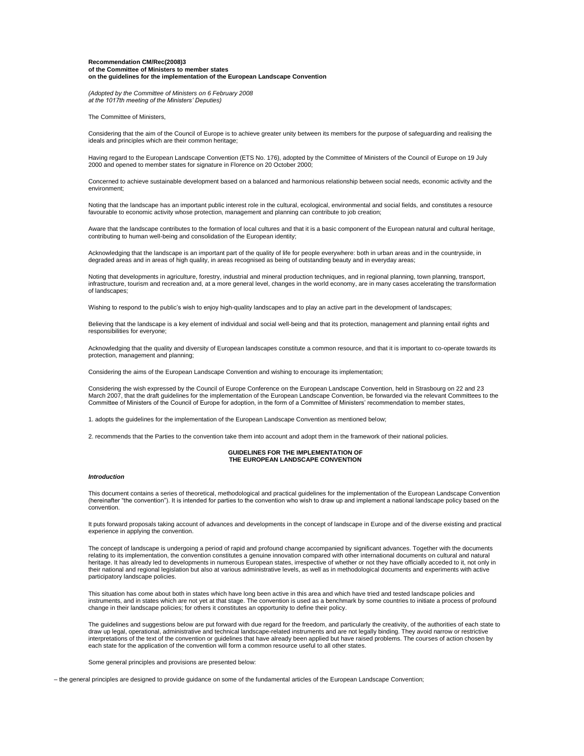**Recommendation CM/Rec(2008)3**
**of the Committee of Ministers to member states**
**on the guidelines for the implementation of the European Landscape Convention**

*(Adopted by the Committee of Ministers on 6 February 2008*
*at the 1017th meeting of the Ministers' Deputies)*

The Committee of Ministers,

Considering that the aim of the Council of Europe is to achieve greater unity between its members for the purpose of safeguarding and realising the ideals and principles which are their common heritage;

Having regard to the European Landscape Convention (ETS No. 176), adopted by the Committee of Ministers of the Council of Europe on 19 July 2000 and opened to member states for signature in Florence on 20 October 2000;

Concerned to achieve sustainable development based on a balanced and harmonious relationship between social needs, economic activity and the environment;

Noting that the landscape has an important public interest role in the cultural, ecological, environmental and social fields, and constitutes a resource favourable to economic activity whose protection, management and planning can contribute to job creation;

Aware that the landscape contributes to the formation of local cultures and that it is a basic component of the European natural and cultural heritage, contributing to human well-being and consolidation of the European identity;

Acknowledging that the landscape is an important part of the quality of life for people everywhere: both in urban areas and in the countryside, in degraded areas and in areas of high quality, in areas recognised as being of outstanding beauty and in everyday areas;

Noting that developments in agriculture, forestry, industrial and mineral production techniques, and in regional planning, town planning, transport, infrastructure, tourism and recreation and, at a more general level, changes in the world economy, are in many cases accelerating the transformation of landscapes;

Wishing to respond to the public's wish to enjoy high-quality landscapes and to play an active part in the development of landscapes;

Believing that the landscape is a key element of individual and social well-being and that its protection, management and planning entail rights and responsibilities for everyone;

Acknowledging that the quality and diversity of European landscapes constitute a common resource, and that it is important to co-operate towards its protection, management and planning;

Considering the aims of the European Landscape Convention and wishing to encourage its implementation;

Considering the wish expressed by the Council of Europe Conference on the European Landscape Convention, held in Strasbourg on 22 and 23 March 2007, that the draft guidelines for the implementation of the European Landscape Convention, be forwarded via the relevant Committees to the Committee of Ministers of the Council of Europe for adoption, in the form of a Committee of Ministers' recommendation to member states,

1. adopts the guidelines for the implementation of the European Landscape Convention as mentioned below;

2. recommends that the Parties to the convention take them into account and adopt them in the framework of their national policies.

## GUIDELINES FOR THE IMPLEMENTATION OF THE EUROPEAN LANDSCAPE CONVENTION

### *Introduction*

This document contains a series of theoretical, methodological and practical guidelines for the implementation of the European Landscape Convention (hereinafter "the convention"). It is intended for parties to the convention who wish to draw up and implement a national landscape policy based on the convention.

It puts forward proposals taking account of advances and developments in the concept of landscape in Europe and of the diverse existing and practical experience in applying the convention.

The concept of landscape is undergoing a period of rapid and profound change accompanied by significant advances. Together with the documents relating to its implementation, the convention constitutes a genuine innovation compared with other international documents on cultural and natural heritage. It has already led to developments in numerous European states, irrespective of whether or not they have officially acceded to it, not only in their national and regional legislation but also at various administrative levels, as well as in methodological documents and experiments with active participatory landscape policies.

This situation has come about both in states which have long been active in this area and which have tried and tested landscape policies and instruments, and in states which are not yet at that stage. The convention is used as a benchmark by some countries to initiate a process of profound change in their landscape policies; for others it constitutes an opportunity to define their policy.

The guidelines and suggestions below are put forward with due regard for the freedom, and particularly the creativity, of the authorities of each state to draw up legal, operational, administrative and technical landscape-related instruments and are not legally binding. They avoid narrow or restrictive interpretations of the text of the convention or guidelines that have already been applied but have raised problems. The courses of action chosen by each state for the application of the convention will form a common resource useful to all other states.

Some general principles and provisions are presented below:

– the general principles are designed to provide guidance on some of the fundamental articles of the European Landscape Convention;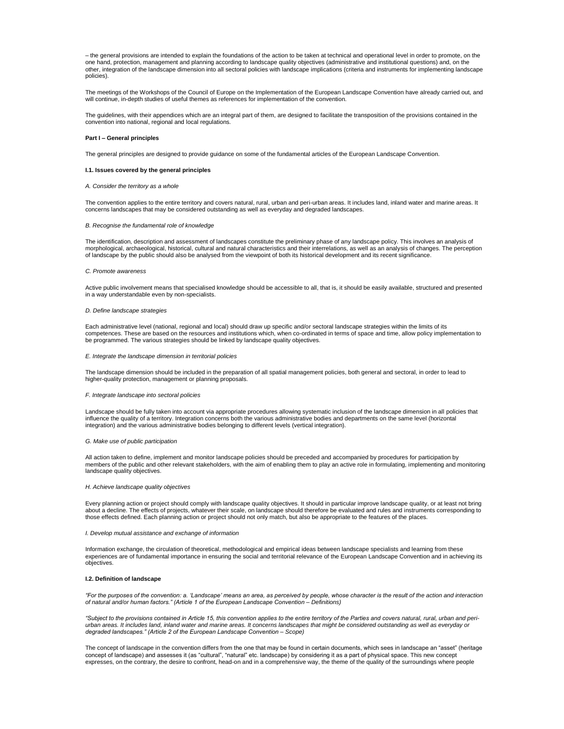– the general provisions are intended to explain the foundations of the action to be taken at technical and operational level in order to promote, on the one hand, protection, management and planning according to landscape quality objectives (administrative and institutional questions) and, on the other, integration of the landscape dimension into all sectoral policies with landscape implications (criteria and instruments for implementing landscape policies).

The meetings of the Workshops of the Council of Europe on the Implementation of the European Landscape Convention have already carried out, and will continue, in-depth studies of useful themes as references for implementation of the convention.

The guidelines, with their appendices which are an integral part of them, are designed to facilitate the transposition of the provisions contained in the convention into national, regional and local regulations.

## Part I – General principles

The general principles are designed to provide guidance on some of the fundamental articles of the European Landscape Convention.

### I.1. Issues covered by the general principles

*A. Consider the territory as a whole*

The convention applies to the entire territory and covers natural, rural, urban and peri-urban areas. It includes land, inland water and marine areas. It concerns landscapes that may be considered outstanding as well as everyday and degraded landscapes.

*B. Recognise the fundamental role of knowledge*

The identification, description and assessment of landscapes constitute the preliminary phase of any landscape policy. This involves an analysis of morphological, archaeological, historical, cultural and natural characteristics and their interrelations, as well as an analysis of changes. The perception of landscape by the public should also be analysed from the viewpoint of both its historical development and its recent significance.

*C. Promote awareness*

Active public involvement means that specialised knowledge should be accessible to all, that is, it should be easily available, structured and presented in a way understandable even by non-specialists.

*D. Define landscape strategies*

Each administrative level (national, regional and local) should draw up specific and/or sectoral landscape strategies within the limits of its competences. These are based on the resources and institutions which, when co-ordinated in terms of space and time, allow policy implementation to be programmed. The various strategies should be linked by landscape quality objectives.

*E. Integrate the landscape dimension in territorial policies*

The landscape dimension should be included in the preparation of all spatial management policies, both general and sectoral, in order to lead to higher-quality protection, management or planning proposals.

*F. Integrate landscape into sectoral policies*

Landscape should be fully taken into account via appropriate procedures allowing systematic inclusion of the landscape dimension in all policies that influence the quality of a territory. Integration concerns both the various administrative bodies and departments on the same level (horizontal integration) and the various administrative bodies belonging to different levels (vertical integration).

*G. Make use of public participation*

All action taken to define, implement and monitor landscape policies should be preceded and accompanied by procedures for participation by members of the public and other relevant stakeholders, with the aim of enabling them to play an active role in formulating, implementing and monitoring landscape quality objectives.

*H. Achieve landscape quality objectives*

Every planning action or project should comply with landscape quality objectives. It should in particular improve landscape quality, or at least not bring about a decline. The effects of projects, whatever their scale, on landscape should therefore be evaluated and rules and instruments corresponding to those effects defined. Each planning action or project should not only match, but also be appropriate to the features of the places.

*I. Develop mutual assistance and exchange of information*

Information exchange, the circulation of theoretical, methodological and empirical ideas between landscape specialists and learning from these experiences are of fundamental importance in ensuring the social and territorial relevance of the European Landscape Convention and in achieving its objectives.

### I.2. Definition of landscape

*"For the purposes of the convention: a. 'Landscape' means an area, as perceived by people, whose character is the result of the action and interaction of natural and/or human factors." (Article 1 of the European Landscape Convention – Definitions)*

*"Subject to the provisions contained in Article 15, this convention applies to the entire territory of the Parties and covers natural, rural, urban and peri-urban areas. It includes land, inland water and marine areas. It concerns landscapes that might be considered outstanding as well as everyday or degraded landscapes." (Article 2 of the European Landscape Convention – Scope)*

The concept of landscape in the convention differs from the one that may be found in certain documents, which sees in landscape an "asset" (heritage concept of landscape) and assesses it (as "cultural", "natural" etc. landscape) by considering it as a part of physical space. This new concept expresses, on the contrary, the desire to confront, head-on and in a comprehensive way, the theme of the quality of the surroundings where people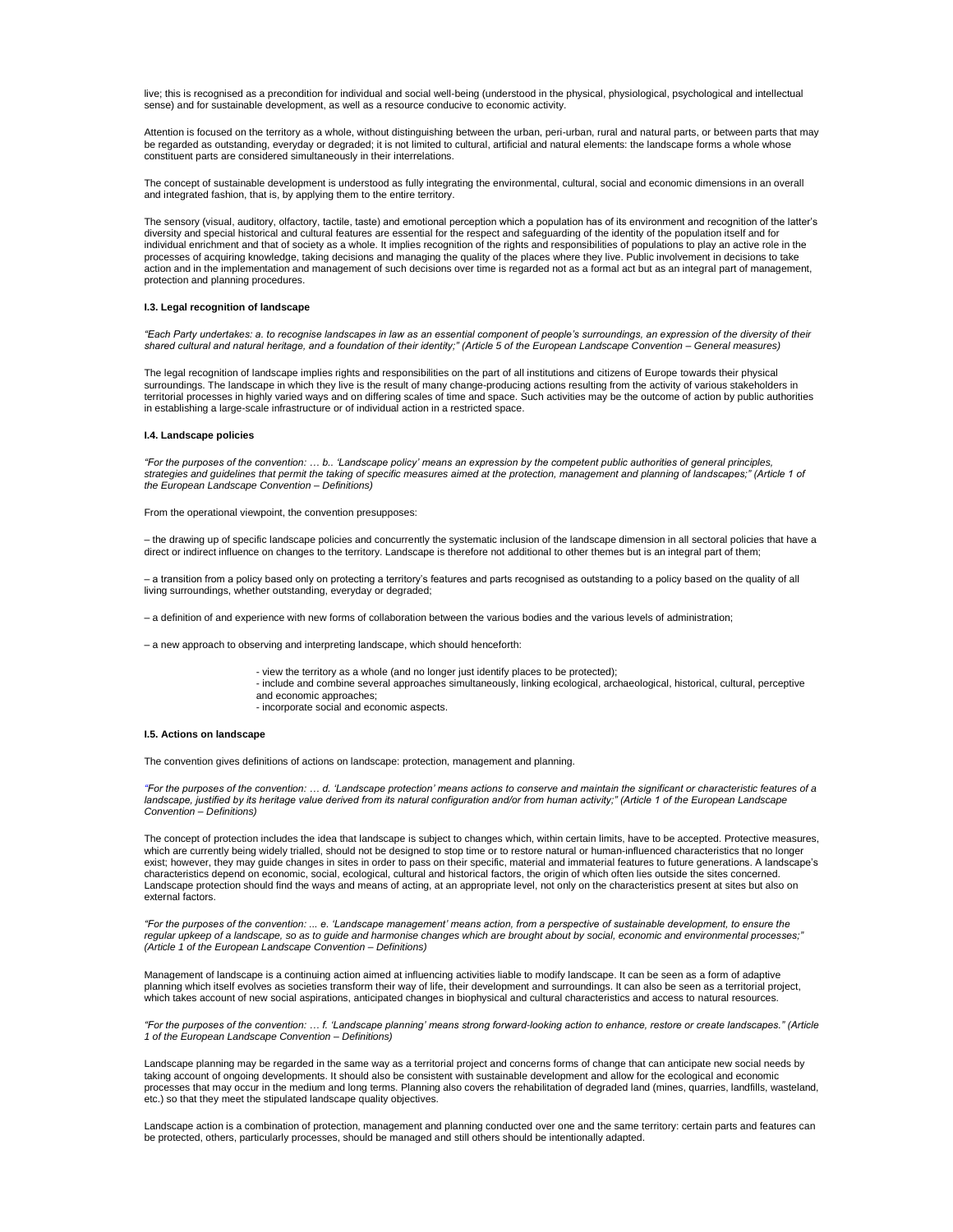live; this is recognised as a precondition for individual and social well-being (understood in the physical, physiological, psychological and intellectual sense) and for sustainable development, as well as a resource conducive to economic activity.

Attention is focused on the territory as a whole, without distinguishing between the urban, peri-urban, rural and natural parts, or between parts that may be regarded as outstanding, everyday or degraded; it is not limited to cultural, artificial and natural elements: the landscape forms a whole whose constituent parts are considered simultaneously in their interrelations.

The concept of sustainable development is understood as fully integrating the environmental, cultural, social and economic dimensions in an overall and integrated fashion, that is, by applying them to the entire territory.

The sensory (visual, auditory, olfactory, tactile, taste) and emotional perception which a population has of its environment and recognition of the latter's diversity and special historical and cultural features are essential for the respect and safeguarding of the identity of the population itself and for individual enrichment and that of society as a whole. It implies recognition of the rights and responsibilities of populations to play an active role in the processes of acquiring knowledge, taking decisions and managing the quality of the places where they live. Public involvement in decisions to take action and in the implementation and management of such decisions over time is regarded not as a formal act but as an integral part of management, protection and planning procedures.

#### I.3. Legal recognition of landscape

*"Each Party undertakes: a. to recognise landscapes in law as an essential component of people's surroundings, an expression of the diversity of their shared cultural and natural heritage, and a foundation of their identity;" (Article 5 of the European Landscape Convention – General measures)*

The legal recognition of landscape implies rights and responsibilities on the part of all institutions and citizens of Europe towards their physical surroundings. The landscape in which they live is the result of many change-producing actions resulting from the activity of various stakeholders in territorial processes in highly varied ways and on differing scales of time and space. Such activities may be the outcome of action by public authorities in establishing a large-scale infrastructure or of individual action in a restricted space.

#### I.4. Landscape policies

*"For the purposes of the convention: … b.. 'Landscape policy' means an expression by the competent public authorities of general principles, strategies and guidelines that permit the taking of specific measures aimed at the protection, management and planning of landscapes;" (Article 1 of the European Landscape Convention – Definitions)*

From the operational viewpoint, the convention presupposes:

– the drawing up of specific landscape policies and concurrently the systematic inclusion of the landscape dimension in all sectoral policies that have a direct or indirect influence on changes to the territory. Landscape is therefore not additional to other themes but is an integral part of them;

– a transition from a policy based only on protecting a territory's features and parts recognised as outstanding to a policy based on the quality of all living surroundings, whether outstanding, everyday or degraded;

– a definition of and experience with new forms of collaboration between the various bodies and the various levels of administration;

– a new approach to observing and interpreting landscape, which should henceforth:

- view the territory as a whole (and no longer just identify places to be protected);
- include and combine several approaches simultaneously, linking ecological, archaeological, historical, cultural, perceptive and economic approaches;
- incorporate social and economic aspects.

#### I.5. Actions on landscape

The convention gives definitions of actions on landscape: protection, management and planning.

*"For the purposes of the convention: … d. 'Landscape protection' means actions to conserve and maintain the significant or characteristic features of a landscape, justified by its heritage value derived from its natural configuration and/or from human activity;" (Article 1 of the European Landscape Convention – Definitions)*

The concept of protection includes the idea that landscape is subject to changes which, within certain limits, have to be accepted. Protective measures, which are currently being widely trialled, should not be designed to stop time or to restore natural or human-influenced characteristics that no longer exist; however, they may guide changes in sites in order to pass on their specific, material and immaterial features to future generations. A landscape's characteristics depend on economic, social, ecological, cultural and historical factors, the origin of which often lies outside the sites concerned. Landscape protection should find the ways and means of acting, at an appropriate level, not only on the characteristics present at sites but also on external factors.

*"For the purposes of the convention: ... e. 'Landscape management' means action, from a perspective of sustainable development, to ensure the regular upkeep of a landscape, so as to guide and harmonise changes which are brought about by social, economic and environmental processes;" (Article 1 of the European Landscape Convention – Definitions)*

Management of landscape is a continuing action aimed at influencing activities liable to modify landscape. It can be seen as a form of adaptive planning which itself evolves as societies transform their way of life, their development and surroundings. It can also be seen as a territorial project, which takes account of new social aspirations, anticipated changes in biophysical and cultural characteristics and access to natural resources.

*"For the purposes of the convention: … f. 'Landscape planning' means strong forward-looking action to enhance, restore or create landscapes." (Article 1 of the European Landscape Convention – Definitions)*

Landscape planning may be regarded in the same way as a territorial project and concerns forms of change that can anticipate new social needs by taking account of ongoing developments. It should also be consistent with sustainable development and allow for the ecological and economic processes that may occur in the medium and long terms. Planning also covers the rehabilitation of degraded land (mines, quarries, landfills, wasteland, etc.) so that they meet the stipulated landscape quality objectives.

Landscape action is a combination of protection, management and planning conducted over one and the same territory: certain parts and features can be protected, others, particularly processes, should be managed and still others should be intentionally adapted.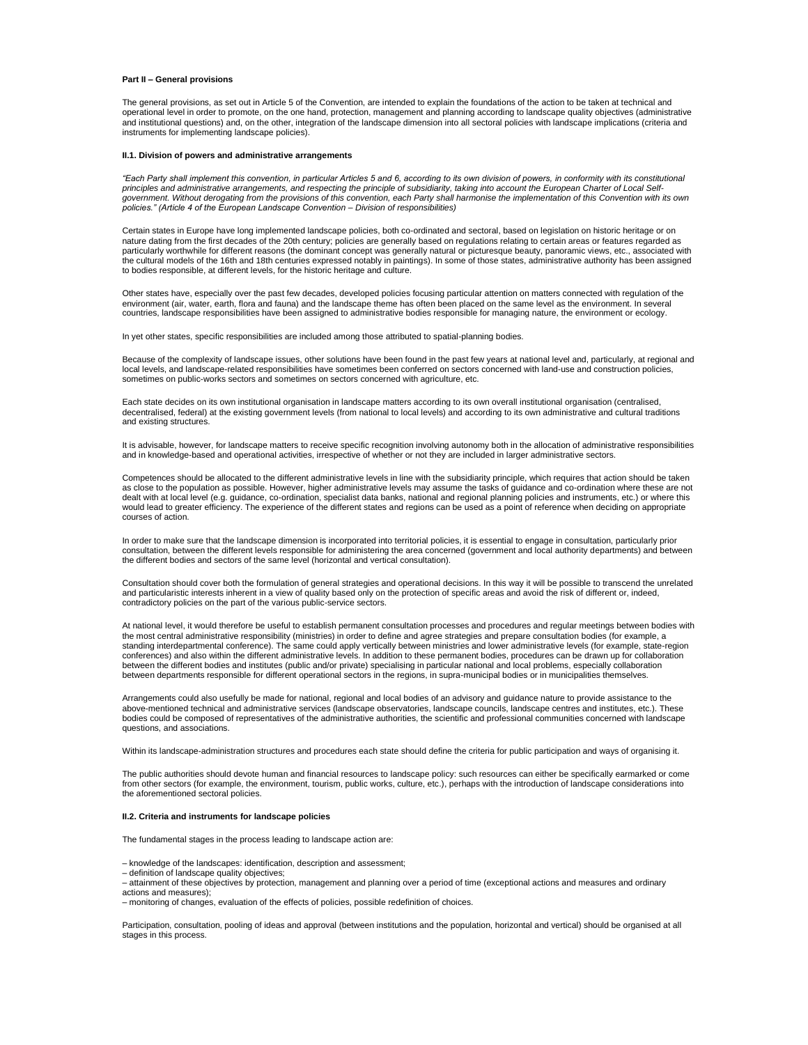**Part II – General provisions**

The general provisions, as set out in Article 5 of the Convention, are intended to explain the foundations of the action to be taken at technical and operational level in order to promote, on the one hand, protection, management and planning according to landscape quality objectives (administrative and institutional questions) and, on the other, integration of the landscape dimension into all sectoral policies with landscape implications (criteria and instruments for implementing landscape policies).

**II.1. Division of powers and administrative arrangements**

*"Each Party shall implement this convention, in particular Articles 5 and 6, according to its own division of powers, in conformity with its constitutional principles and administrative arrangements, and respecting the principle of subsidiarity, taking into account the European Charter of Local Self-government. Without derogating from the provisions of this convention, each Party shall harmonise the implementation of this Convention with its own policies." (Article 4 of the European Landscape Convention – Division of responsibilities)*

Certain states in Europe have long implemented landscape policies, both co-ordinated and sectoral, based on legislation on historic heritage or on nature dating from the first decades of the 20th century; policies are generally based on regulations relating to certain areas or features regarded as particularly worthwhile for different reasons (the dominant concept was generally natural or picturesque beauty, panoramic views, etc., associated with the cultural models of the 16th and 18th centuries expressed notably in paintings). In some of those states, administrative authority has been assigned to bodies responsible, at different levels, for the historic heritage and culture.

Other states have, especially over the past few decades, developed policies focusing particular attention on matters connected with regulation of the environment (air, water, earth, flora and fauna) and the landscape theme has often been placed on the same level as the environment. In several countries, landscape responsibilities have been assigned to administrative bodies responsible for managing nature, the environment or ecology.

In yet other states, specific responsibilities are included among those attributed to spatial-planning bodies.

Because of the complexity of landscape issues, other solutions have been found in the past few years at national level and, particularly, at regional and local levels, and landscape-related responsibilities have sometimes been conferred on sectors concerned with land-use and construction policies, sometimes on public-works sectors and sometimes on sectors concerned with agriculture, etc.

Each state decides on its own institutional organisation in landscape matters according to its own overall institutional organisation (centralised, decentralised, federal) at the existing government levels (from national to local levels) and according to its own administrative and cultural traditions and existing structures.

It is advisable, however, for landscape matters to receive specific recognition involving autonomy both in the allocation of administrative responsibilities and in knowledge-based and operational activities, irrespective of whether or not they are included in larger administrative sectors.

Competences should be allocated to the different administrative levels in line with the subsidiarity principle, which requires that action should be taken as close to the population as possible. However, higher administrative levels may assume the tasks of guidance and co-ordination where these are not dealt with at local level (e.g. guidance, co-ordination, specialist data banks, national and regional planning policies and instruments, etc.) or where this would lead to greater efficiency. The experience of the different states and regions can be used as a point of reference when deciding on appropriate courses of action.

In order to make sure that the landscape dimension is incorporated into territorial policies, it is essential to engage in consultation, particularly prior consultation, between the different levels responsible for administering the area concerned (government and local authority departments) and between the different bodies and sectors of the same level (horizontal and vertical consultation).

Consultation should cover both the formulation of general strategies and operational decisions. In this way it will be possible to transcend the unrelated and particularistic interests inherent in a view of quality based only on the protection of specific areas and avoid the risk of different or, indeed, contradictory policies on the part of the various public-service sectors.

At national level, it would therefore be useful to establish permanent consultation processes and procedures and regular meetings between bodies with the most central administrative responsibility (ministries) in order to define and agree strategies and prepare consultation bodies (for example, a standing interdepartmental conference). The same could apply vertically between ministries and lower administrative levels (for example, state-region conferences) and also within the different administrative levels. In addition to these permanent bodies, procedures can be drawn up for collaboration between the different bodies and institutes (public and/or private) specialising in particular national and local problems, especially collaboration between departments responsible for different operational sectors in the regions, in supra-municipal bodies or in municipalities themselves.

Arrangements could also usefully be made for national, regional and local bodies of an advisory and guidance nature to provide assistance to the above-mentioned technical and administrative services (landscape observatories, landscape councils, landscape centres and institutes, etc.). These bodies could be composed of representatives of the administrative authorities, the scientific and professional communities concerned with landscape questions, and associations.

Within its landscape-administration structures and procedures each state should define the criteria for public participation and ways of organising it.

The public authorities should devote human and financial resources to landscape policy: such resources can either be specifically earmarked or come from other sectors (for example, the environment, tourism, public works, culture, etc.), perhaps with the introduction of landscape considerations into the aforementioned sectoral policies.

**II.2. Criteria and instruments for landscape policies**

The fundamental stages in the process leading to landscape action are:

– knowledge of the landscapes: identification, description and assessment;
– definition of landscape quality objectives;
– attainment of these objectives by protection, management and planning over a period of time (exceptional actions and measures and ordinary actions and measures);
– monitoring of changes, evaluation of the effects of policies, possible redefinition of choices.

Participation, consultation, pooling of ideas and approval (between institutions and the population, horizontal and vertical) should be organised at all stages in this process.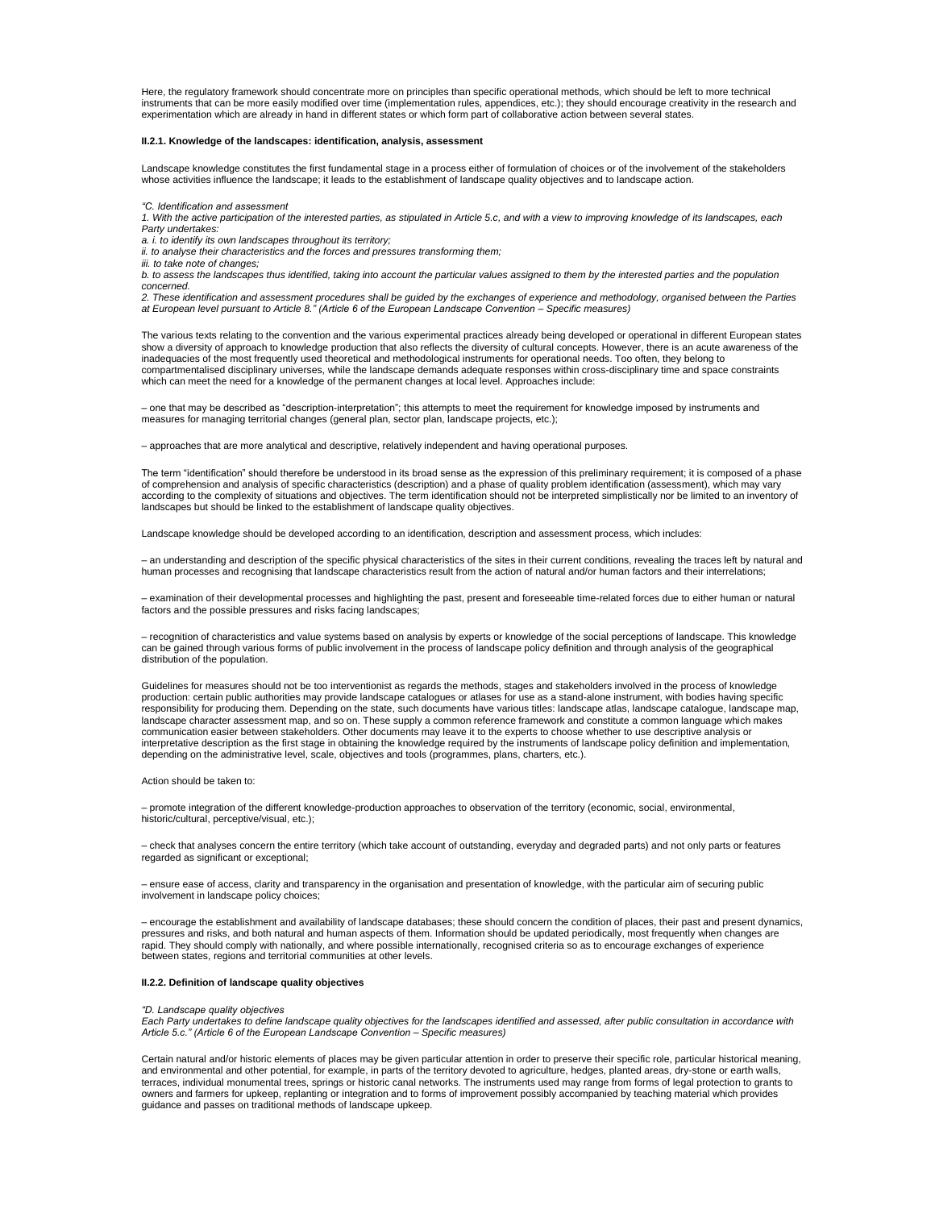Here, the regulatory framework should concentrate more on principles than specific operational methods, which should be left to more technical instruments that can be more easily modified over time (implementation rules, appendices, etc.); they should encourage creativity in the research and experimentation which are already in hand in different states or which form part of collaborative action between several states.

#### II.2.1. Knowledge of the landscapes: identification, analysis, assessment

Landscape knowledge constitutes the first fundamental stage in a process either of formulation of choices or of the involvement of the stakeholders whose activities influence the landscape; it leads to the establishment of landscape quality objectives and to landscape action.

*"C. Identification and assessment*
*1. With the active participation of the interested parties, as stipulated in Article 5.c, and with a view to improving knowledge of its landscapes, each Party undertakes:*
*a. i. to identify its own landscapes throughout its territory;*
*ii. to analyse their characteristics and the forces and pressures transforming them;*
*iii. to take note of changes;*
*b. to assess the landscapes thus identified, taking into account the particular values assigned to them by the interested parties and the population concerned.*
*2. These identification and assessment procedures shall be guided by the exchanges of experience and methodology, organised between the Parties at European level pursuant to Article 8." (Article 6 of the European Landscape Convention – Specific measures)*

The various texts relating to the convention and the various experimental practices already being developed or operational in different European states show a diversity of approach to knowledge production that also reflects the diversity of cultural concepts. However, there is an acute awareness of the inadequacies of the most frequently used theoretical and methodological instruments for operational needs. Too often, they belong to compartmentalised disciplinary universes, while the landscape demands adequate responses within cross-disciplinary time and space constraints which can meet the need for a knowledge of the permanent changes at local level. Approaches include:

– one that may be described as "description-interpretation"; this attempts to meet the requirement for knowledge imposed by instruments and measures for managing territorial changes (general plan, sector plan, landscape projects, etc.);

– approaches that are more analytical and descriptive, relatively independent and having operational purposes.

The term "identification" should therefore be understood in its broad sense as the expression of this preliminary requirement; it is composed of a phase of comprehension and analysis of specific characteristics (description) and a phase of quality problem identification (assessment), which may vary according to the complexity of situations and objectives. The term identification should not be interpreted simplistically nor be limited to an inventory of landscapes but should be linked to the establishment of landscape quality objectives.

Landscape knowledge should be developed according to an identification, description and assessment process, which includes:

– an understanding and description of the specific physical characteristics of the sites in their current conditions, revealing the traces left by natural and human processes and recognising that landscape characteristics result from the action of natural and/or human factors and their interrelations;

– examination of their developmental processes and highlighting the past, present and foreseeable time-related forces due to either human or natural factors and the possible pressures and risks facing landscapes;

– recognition of characteristics and value systems based on analysis by experts or knowledge of the social perceptions of landscape. This knowledge can be gained through various forms of public involvement in the process of landscape policy definition and through analysis of the geographical distribution of the population.

Guidelines for measures should not be too interventionist as regards the methods, stages and stakeholders involved in the process of knowledge production: certain public authorities may provide landscape catalogues or atlases for use as a stand-alone instrument, with bodies having specific responsibility for producing them. Depending on the state, such documents have various titles: landscape atlas, landscape catalogue, landscape map, landscape character assessment map, and so on. These supply a common reference framework and constitute a common language which makes communication easier between stakeholders. Other documents may leave it to the experts to choose whether to use descriptive analysis or interpretative description as the first stage in obtaining the knowledge required by the instruments of landscape policy definition and implementation, depending on the administrative level, scale, objectives and tools (programmes, plans, charters, etc.).

Action should be taken to:

– promote integration of the different knowledge-production approaches to observation of the territory (economic, social, environmental, historic/cultural, perceptive/visual, etc.);

– check that analyses concern the entire territory (which take account of outstanding, everyday and degraded parts) and not only parts or features regarded as significant or exceptional;

– ensure ease of access, clarity and transparency in the organisation and presentation of knowledge, with the particular aim of securing public involvement in landscape policy choices;

– encourage the establishment and availability of landscape databases; these should concern the condition of places, their past and present dynamics, pressures and risks, and both natural and human aspects of them. Information should be updated periodically, most frequently when changes are rapid. They should comply with nationally, and where possible internationally, recognised criteria so as to encourage exchanges of experience between states, regions and territorial communities at other levels.

#### II.2.2. Definition of landscape quality objectives

*"D. Landscape quality objectives*
*Each Party undertakes to define landscape quality objectives for the landscapes identified and assessed, after public consultation in accordance with Article 5.c." (Article 6 of the European Landscape Convention – Specific measures)*

Certain natural and/or historic elements of places may be given particular attention in order to preserve their specific role, particular historical meaning, and environmental and other potential, for example, in parts of the territory devoted to agriculture, hedges, planted areas, dry-stone or earth walls, terraces, individual monumental trees, springs or historic canal networks. The instruments used may range from forms of legal protection to grants to owners and farmers for upkeep, replanting or integration and to forms of improvement possibly accompanied by teaching material which provides guidance and passes on traditional methods of landscape upkeep.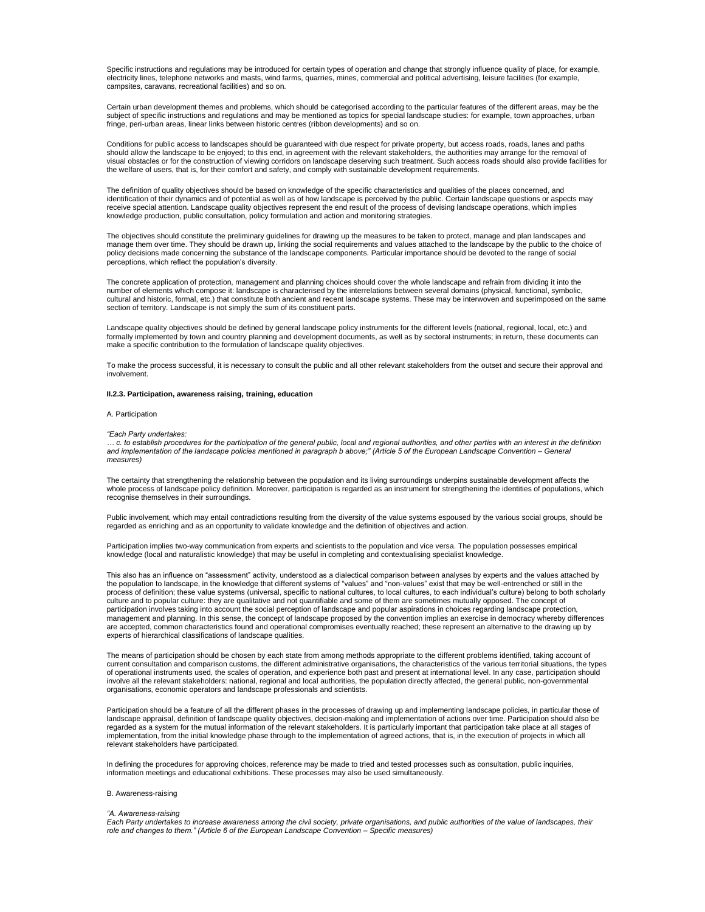Specific instructions and regulations may be introduced for certain types of operation and change that strongly influence quality of place, for example, electricity lines, telephone networks and masts, wind farms, quarries, mines, commercial and political advertising, leisure facilities (for example, campsites, caravans, recreational facilities) and so on.

Certain urban development themes and problems, which should be categorised according to the particular features of the different areas, may be the subject of specific instructions and regulations and may be mentioned as topics for special landscape studies: for example, town approaches, urban fringe, peri-urban areas, linear links between historic centres (ribbon developments) and so on.

Conditions for public access to landscapes should be guaranteed with due respect for private property, but access roads, roads, lanes and paths should allow the landscape to be enjoyed; to this end, in agreement with the relevant stakeholders, the authorities may arrange for the removal of visual obstacles or for the construction of viewing corridors on landscape deserving such treatment. Such access roads should also provide facilities for the welfare of users, that is, for their comfort and safety, and comply with sustainable development requirements.

The definition of quality objectives should be based on knowledge of the specific characteristics and qualities of the places concerned, and identification of their dynamics and of potential as well as of how landscape is perceived by the public. Certain landscape questions or aspects may receive special attention. Landscape quality objectives represent the end result of the process of devising landscape operations, which implies knowledge production, public consultation, policy formulation and action and monitoring strategies.

The objectives should constitute the preliminary guidelines for drawing up the measures to be taken to protect, manage and plan landscapes and manage them over time. They should be drawn up, linking the social requirements and values attached to the landscape by the public to the choice of policy decisions made concerning the substance of the landscape components. Particular importance should be devoted to the range of social perceptions, which reflect the population's diversity.

The concrete application of protection, management and planning choices should cover the whole landscape and refrain from dividing it into the number of elements which compose it: landscape is characterised by the interrelations between several domains (physical, functional, symbolic, cultural and historic, formal, etc.) that constitute both ancient and recent landscape systems. These may be interwoven and superimposed on the same section of territory. Landscape is not simply the sum of its constituent parts.

Landscape quality objectives should be defined by general landscape policy instruments for the different levels (national, regional, local, etc.) and formally implemented by town and country planning and development documents, as well as by sectoral instruments; in return, these documents can make a specific contribution to the formulation of landscape quality objectives.

To make the process successful, it is necessary to consult the public and all other relevant stakeholders from the outset and secure their approval and involvement.

**II.2.3. Participation, awareness raising, training, education**

A. Participation

*"Each Party undertakes:*
*… c. to establish procedures for the participation of the general public, local and regional authorities, and other parties with an interest in the definition and implementation of the landscape policies mentioned in paragraph b above;" (Article 5 of the European Landscape Convention – General measures)*

The certainty that strengthening the relationship between the population and its living surroundings underpins sustainable development affects the whole process of landscape policy definition. Moreover, participation is regarded as an instrument for strengthening the identities of populations, which recognise themselves in their surroundings.

Public involvement, which may entail contradictions resulting from the diversity of the value systems espoused by the various social groups, should be regarded as enriching and as an opportunity to validate knowledge and the definition of objectives and action.

Participation implies two-way communication from experts and scientists to the population and vice versa. The population possesses empirical knowledge (local and naturalistic knowledge) that may be useful in completing and contextualising specialist knowledge.

This also has an influence on "assessment" activity, understood as a dialectical comparison between analyses by experts and the values attached by the population to landscape, in the knowledge that different systems of "values" and "non-values" exist that may be well-entrenched or still in the process of definition; these value systems (universal, specific to national cultures, to local cultures, to each individual's culture) belong to both scholarly culture and to popular culture: they are qualitative and not quantifiable and some of them are sometimes mutually opposed. The concept of participation involves taking into account the social perception of landscape and popular aspirations in choices regarding landscape protection, management and planning. In this sense, the concept of landscape proposed by the convention implies an exercise in democracy whereby differences are accepted, common characteristics found and operational compromises eventually reached; these represent an alternative to the drawing up by experts of hierarchical classifications of landscape qualities.

The means of participation should be chosen by each state from among methods appropriate to the different problems identified, taking account of current consultation and comparison customs, the different administrative organisations, the characteristics of the various territorial situations, the types of operational instruments used, the scales of operation, and experience both past and present at international level. In any case, participation should involve all the relevant stakeholders: national, regional and local authorities, the population directly affected, the general public, non-governmental organisations, economic operators and landscape professionals and scientists.

Participation should be a feature of all the different phases in the processes of drawing up and implementing landscape policies, in particular those of landscape appraisal, definition of landscape quality objectives, decision-making and implementation of actions over time. Participation should also be regarded as a system for the mutual information of the relevant stakeholders. It is particularly important that participation take place at all stages of implementation, from the initial knowledge phase through to the implementation of agreed actions, that is, in the execution of projects in which all relevant stakeholders have participated.

In defining the procedures for approving choices, reference may be made to tried and tested processes such as consultation, public inquiries, information meetings and educational exhibitions. These processes may also be used simultaneously.

B. Awareness-raising

*"A. Awareness-raising*
*Each Party undertakes to increase awareness among the civil society, private organisations, and public authorities of the value of landscapes, their role and changes to them." (Article 6 of the European Landscape Convention – Specific measures)*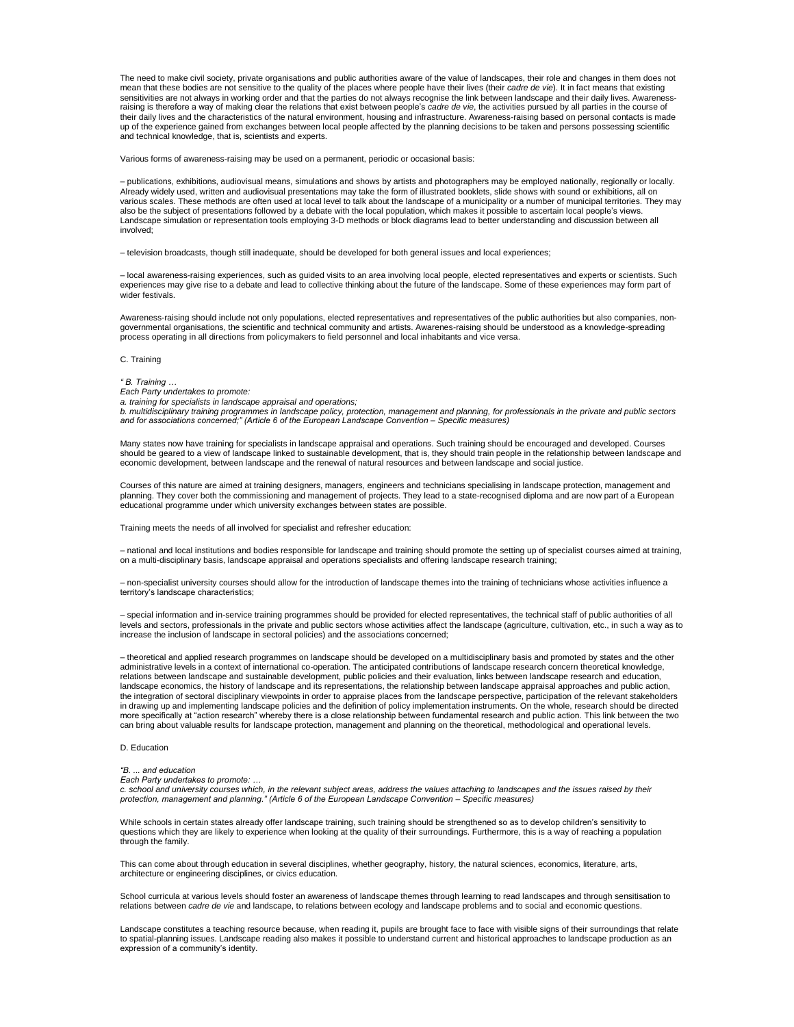The need to make civil society, private organisations and public authorities aware of the value of landscapes, their role and changes in them does not mean that these bodies are not sensitive to the quality of the places where people have their lives (their *cadre de vie*). It in fact means that existing sensitivities are not always in working order and that the parties do not always recognise the link between landscape and their daily lives. Awareness-raising is therefore a way of making clear the relations that exist between people's *cadre de vie*, the activities pursued by all parties in the course of their daily lives and the characteristics of the natural environment, housing and infrastructure. Awareness-raising based on personal contacts is made up of the experience gained from exchanges between local people affected by the planning decisions to be taken and persons possessing scientific and technical knowledge, that is, scientists and experts.

Various forms of awareness-raising may be used on a permanent, periodic or occasional basis:

– publications, exhibitions, audiovisual means, simulations and shows by artists and photographers may be employed nationally, regionally or locally. Already widely used, written and audiovisual presentations may take the form of illustrated booklets, slide shows with sound or exhibitions, all on various scales. These methods are often used at local level to talk about the landscape of a municipality or a number of municipal territories. They may also be the subject of presentations followed by a debate with the local population, which makes it possible to ascertain local people's views. Landscape simulation or representation tools employing 3-D methods or block diagrams lead to better understanding and discussion between all involved;

– television broadcasts, though still inadequate, should be developed for both general issues and local experiences;

– local awareness-raising experiences, such as guided visits to an area involving local people, elected representatives and experts or scientists. Such experiences may give rise to a debate and lead to collective thinking about the future of the landscape. Some of these experiences may form part of wider festivals.

Awareness-raising should include not only populations, elected representatives and representatives of the public authorities but also companies, non-governmental organisations, the scientific and technical community and artists. Awarenes-raising should be understood as a knowledge-spreading process operating in all directions from policymakers to field personnel and local inhabitants and vice versa.

C. Training

*" B. Training …*
*Each Party undertakes to promote:*
*a. training for specialists in landscape appraisal and operations;*
*b. multidisciplinary training programmes in landscape policy, protection, management and planning, for professionals in the private and public sectors and for associations concerned;" (Article 6 of the European Landscape Convention – Specific measures)*

Many states now have training for specialists in landscape appraisal and operations. Such training should be encouraged and developed. Courses should be geared to a view of landscape linked to sustainable development, that is, they should train people in the relationship between landscape and economic development, between landscape and the renewal of natural resources and between landscape and social justice.

Courses of this nature are aimed at training designers, managers, engineers and technicians specialising in landscape protection, management and planning. They cover both the commissioning and management of projects. They lead to a state-recognised diploma and are now part of a European educational programme under which university exchanges between states are possible.

Training meets the needs of all involved for specialist and refresher education:

– national and local institutions and bodies responsible for landscape and training should promote the setting up of specialist courses aimed at training, on a multi-disciplinary basis, landscape appraisal and operations specialists and offering landscape research training;

– non-specialist university courses should allow for the introduction of landscape themes into the training of technicians whose activities influence a territory's landscape characteristics;

– special information and in-service training programmes should be provided for elected representatives, the technical staff of public authorities of all levels and sectors, professionals in the private and public sectors whose activities affect the landscape (agriculture, cultivation, etc., in such a way as to increase the inclusion of landscape in sectoral policies) and the associations concerned;

– theoretical and applied research programmes on landscape should be developed on a multidisciplinary basis and promoted by states and the other administrative levels in a context of international co-operation. The anticipated contributions of landscape research concern theoretical knowledge, relations between landscape and sustainable development, public policies and their evaluation, links between landscape research and education, landscape economics, the history of landscape and its representations, the relationship between landscape appraisal approaches and public action, the integration of sectoral disciplinary viewpoints in order to appraise places from the landscape perspective, participation of the relevant stakeholders in drawing up and implementing landscape policies and the definition of policy implementation instruments. On the whole, research should be directed more specifically at "action research" whereby there is a close relationship between fundamental research and public action. This link between the two can bring about valuable results for landscape protection, management and planning on the theoretical, methodological and operational levels.

D. Education

*"B. ... and education*
*Each Party undertakes to promote: …*
*c. school and university courses which, in the relevant subject areas, address the values attaching to landscapes and the issues raised by their protection, management and planning." (Article 6 of the European Landscape Convention – Specific measures)*

While schools in certain states already offer landscape training, such training should be strengthened so as to develop children's sensitivity to questions which they are likely to experience when looking at the quality of their surroundings. Furthermore, this is a way of reaching a population through the family.

This can come about through education in several disciplines, whether geography, history, the natural sciences, economics, literature, arts, architecture or engineering disciplines, or civics education.

School curricula at various levels should foster an awareness of landscape themes through learning to read landscapes and through sensitisation to relations between *cadre de vie* and landscape, to relations between ecology and landscape problems and to social and economic questions.

Landscape constitutes a teaching resource because, when reading it, pupils are brought face to face with visible signs of their surroundings that relate to spatial-planning issues. Landscape reading also makes it possible to understand current and historical approaches to landscape production as an expression of a community's identity.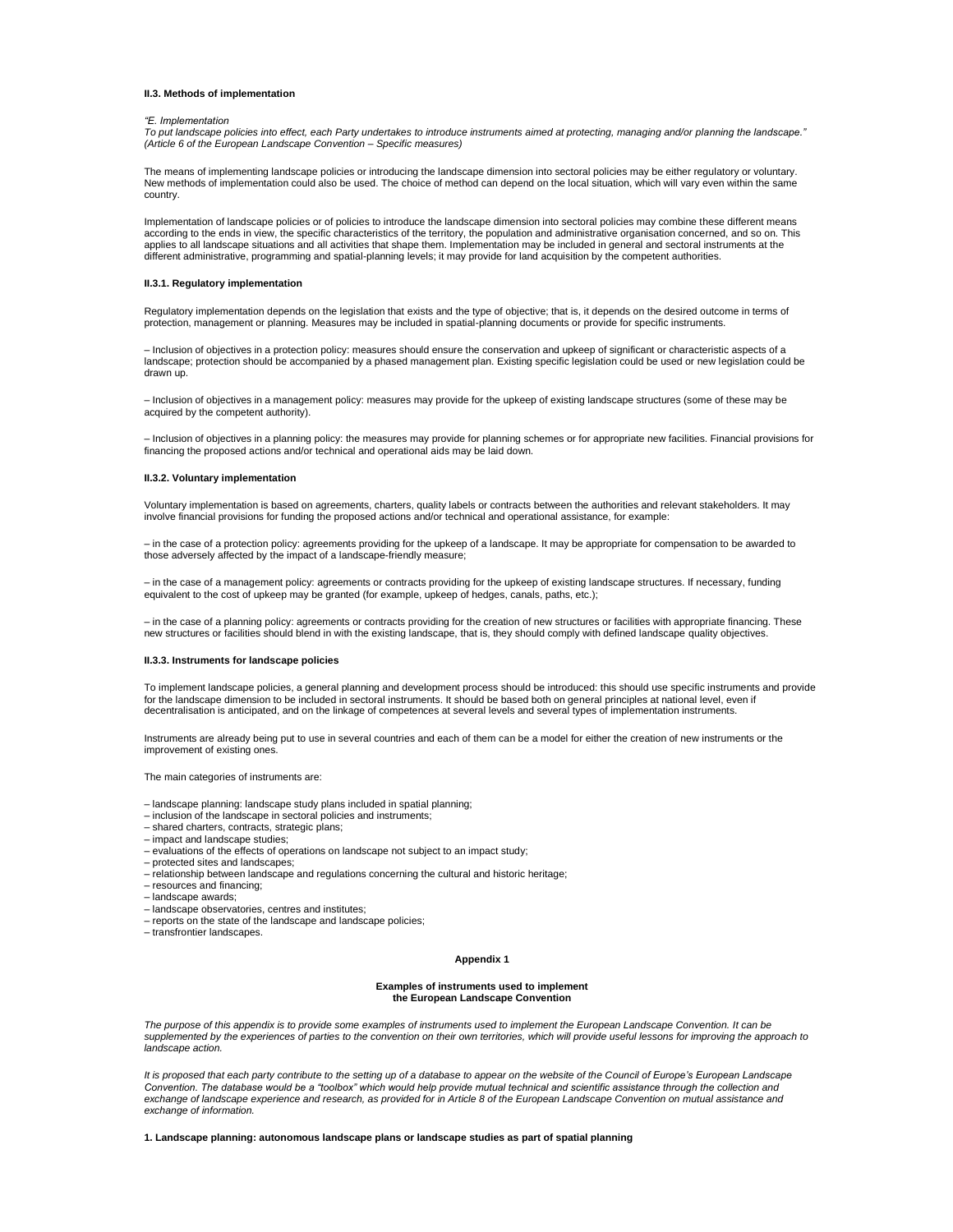#### II.3. Methods of implementation

*"E. Implementation*
*To put landscape policies into effect, each Party undertakes to introduce instruments aimed at protecting, managing and/or planning the landscape." (Article 6 of the European Landscape Convention – Specific measures)*

The means of implementing landscape policies or introducing the landscape dimension into sectoral policies may be either regulatory or voluntary. New methods of implementation could also be used. The choice of method can depend on the local situation, which will vary even within the same country.

Implementation of landscape policies or of policies to introduce the landscape dimension into sectoral policies may combine these different means according to the ends in view, the specific characteristics of the territory, the population and administrative organisation concerned, and so on. This applies to all landscape situations and all activities that shape them. Implementation may be included in general and sectoral instruments at the different administrative, programming and spatial-planning levels; it may provide for land acquisition by the competent authorities.

#### II.3.1. Regulatory implementation

Regulatory implementation depends on the legislation that exists and the type of objective; that is, it depends on the desired outcome in terms of protection, management or planning. Measures may be included in spatial-planning documents or provide for specific instruments.

– Inclusion of objectives in a protection policy: measures should ensure the conservation and upkeep of significant or characteristic aspects of a landscape; protection should be accompanied by a phased management plan. Existing specific legislation could be used or new legislation could be drawn up.

– Inclusion of objectives in a management policy: measures may provide for the upkeep of existing landscape structures (some of these may be acquired by the competent authority).

– Inclusion of objectives in a planning policy: the measures may provide for planning schemes or for appropriate new facilities. Financial provisions for financing the proposed actions and/or technical and operational aids may be laid down.

#### II.3.2. Voluntary implementation

Voluntary implementation is based on agreements, charters, quality labels or contracts between the authorities and relevant stakeholders. It may involve financial provisions for funding the proposed actions and/or technical and operational assistance, for example:

– in the case of a protection policy: agreements providing for the upkeep of a landscape. It may be appropriate for compensation to be awarded to those adversely affected by the impact of a landscape-friendly measure;

– in the case of a management policy: agreements or contracts providing for the upkeep of existing landscape structures. If necessary, funding equivalent to the cost of upkeep may be granted (for example, upkeep of hedges, canals, paths, etc.);

– in the case of a planning policy: agreements or contracts providing for the creation of new structures or facilities with appropriate financing. These new structures or facilities should blend in with the existing landscape, that is, they should comply with defined landscape quality objectives.

#### II.3.3. Instruments for landscape policies

To implement landscape policies, a general planning and development process should be introduced: this should use specific instruments and provide for the landscape dimension to be included in sectoral instruments. It should be based both on general principles at national level, even if decentralisation is anticipated, and on the linkage of competences at several levels and several types of implementation instruments.

Instruments are already being put to use in several countries and each of them can be a model for either the creation of new instruments or the improvement of existing ones.

The main categories of instruments are:

– landscape planning: landscape study plans included in spatial planning;
– inclusion of the landscape in sectoral policies and instruments;
– shared charters, contracts, strategic plans;
– impact and landscape studies;
– evaluations of the effects of operations on landscape not subject to an impact study;
– protected sites and landscapes;
– relationship between landscape and regulations concerning the cultural and historic heritage;
– resources and financing;
– landscape awards;
– landscape observatories, centres and institutes;
– reports on the state of the landscape and landscape policies;
– transfrontier landscapes.

## Appendix 1

### Examples of instruments used to implement the European Landscape Convention

*The purpose of this appendix is to provide some examples of instruments used to implement the European Landscape Convention. It can be supplemented by the experiences of parties to the convention on their own territories, which will provide useful lessons for improving the approach to landscape action.*

*It is proposed that each party contribute to the setting up of a database to appear on the website of the Council of Europe's European Landscape Convention. The database would be a "toolbox" which would help provide mutual technical and scientific assistance through the collection and exchange of landscape experience and research, as provided for in Article 8 of the European Landscape Convention on mutual assistance and exchange of information.*

#### 1. Landscape planning: autonomous landscape plans or landscape studies as part of spatial planning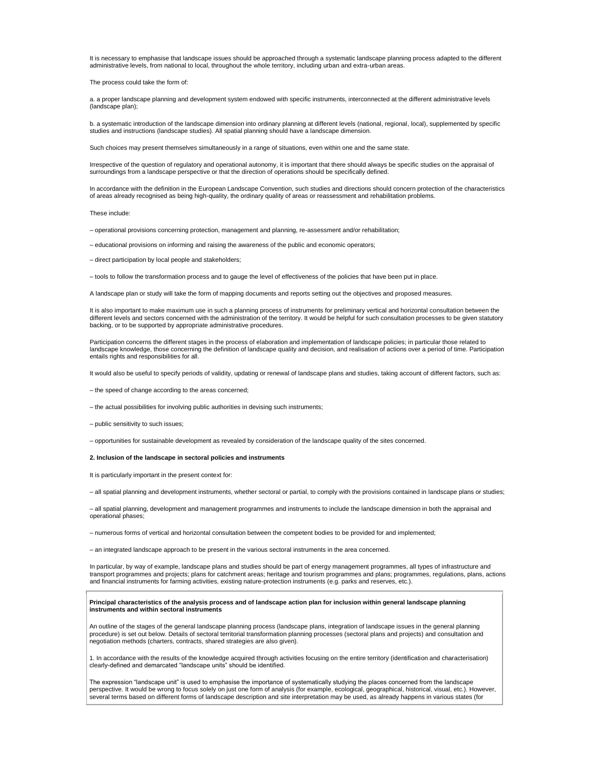It is necessary to emphasise that landscape issues should be approached through a systematic landscape planning process adapted to the different administrative levels, from national to local, throughout the whole territory, including urban and extra-urban areas.

The process could take the form of:

a. a proper landscape planning and development system endowed with specific instruments, interconnected at the different administrative levels (landscape plan);

b. a systematic introduction of the landscape dimension into ordinary planning at different levels (national, regional, local), supplemented by specific studies and instructions (landscape studies). All spatial planning should have a landscape dimension.

Such choices may present themselves simultaneously in a range of situations, even within one and the same state.

Irrespective of the question of regulatory and operational autonomy, it is important that there should always be specific studies on the appraisal of surroundings from a landscape perspective or that the direction of operations should be specifically defined.

In accordance with the definition in the European Landscape Convention, such studies and directions should concern protection of the characteristics of areas already recognised as being high-quality, the ordinary quality of areas or reassessment and rehabilitation problems.

These include:

– operational provisions concerning protection, management and planning, re-assessment and/or rehabilitation;

– educational provisions on informing and raising the awareness of the public and economic operators;

– direct participation by local people and stakeholders;

– tools to follow the transformation process and to gauge the level of effectiveness of the policies that have been put in place.

A landscape plan or study will take the form of mapping documents and reports setting out the objectives and proposed measures.

It is also important to make maximum use in such a planning process of instruments for preliminary vertical and horizontal consultation between the different levels and sectors concerned with the administration of the territory. It would be helpful for such consultation processes to be given statutory backing, or to be supported by appropriate administrative procedures.

Participation concerns the different stages in the process of elaboration and implementation of landscape policies; in particular those related to landscape knowledge, those concerning the definition of landscape quality and decision, and realisation of actions over a period of time. Participation entails rights and responsibilities for all.

It would also be useful to specify periods of validity, updating or renewal of landscape plans and studies, taking account of different factors, such as:

– the speed of change according to the areas concerned;

– the actual possibilities for involving public authorities in devising such instruments;

– public sensitivity to such issues;

– opportunities for sustainable development as revealed by consideration of the landscape quality of the sites concerned.

**2. Inclusion of the landscape in sectoral policies and instruments**

It is particularly important in the present context for:

– all spatial planning and development instruments, whether sectoral or partial, to comply with the provisions contained in landscape plans or studies;

– all spatial planning, development and management programmes and instruments to include the landscape dimension in both the appraisal and operational phases;

– numerous forms of vertical and horizontal consultation between the competent bodies to be provided for and implemented;

– an integrated landscape approach to be present in the various sectoral instruments in the area concerned.

In particular, by way of example, landscape plans and studies should be part of energy management programmes, all types of infrastructure and transport programmes and projects; plans for catchment areas; heritage and tourism programmes and plans; programmes, regulations, plans, actions and financial instruments for farming activities, existing nature-protection instruments (e.g. parks and reserves, etc.).

**Principal characteristics of the analysis process and of landscape action plan for inclusion within general landscape planning instruments and within sectoral instruments**

An outline of the stages of the general landscape planning process (landscape plans, integration of landscape issues in the general planning procedure) is set out below. Details of sectoral territorial transformation planning processes (sectoral plans and projects) and consultation and negotiation methods (charters, contracts, shared strategies are also given).

1. In accordance with the results of the knowledge acquired through activities focusing on the entire territory (identification and characterisation) clearly-defined and demarcated "landscape units" should be identified.

The expression "landscape unit" is used to emphasise the importance of systematically studying the places concerned from the landscape perspective. It would be wrong to focus solely on just one form of analysis (for example, ecological, geographical, historical, visual, etc.). However, several terms based on different forms of landscape description and site interpretation may be used, as already happens in various states (for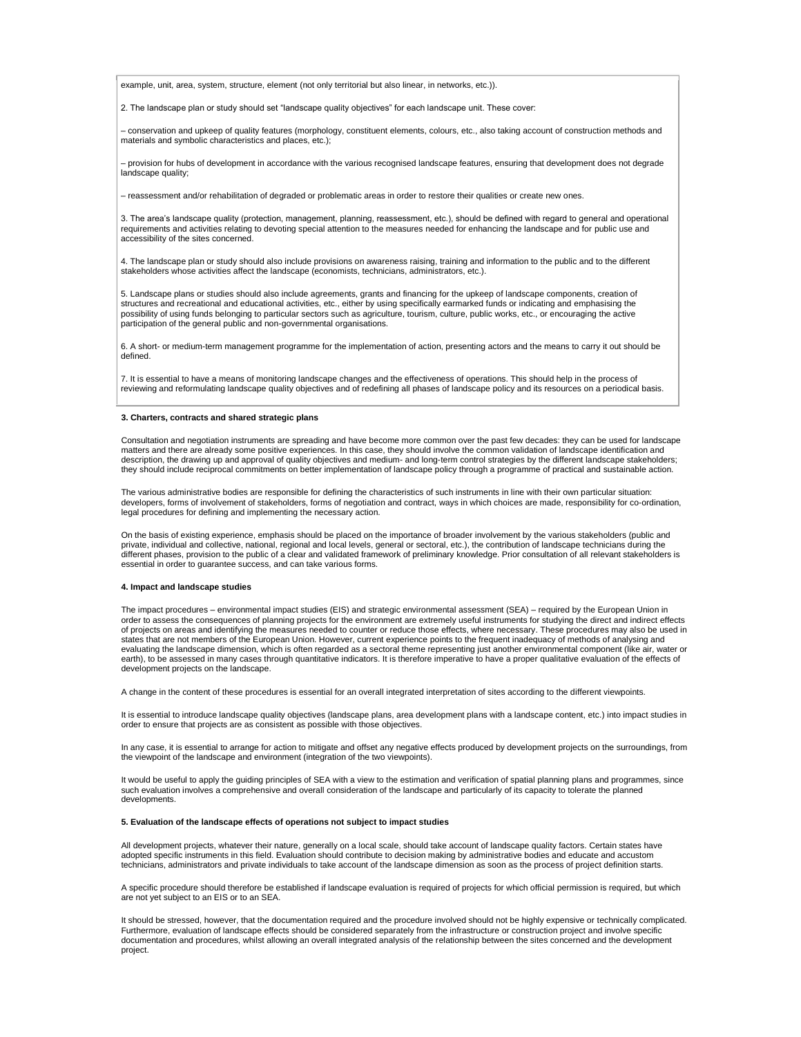example, unit, area, system, structure, element (not only territorial but also linear, in networks, etc.)).

2. The landscape plan or study should set "landscape quality objectives" for each landscape unit. These cover:

– conservation and upkeep of quality features (morphology, constituent elements, colours, etc., also taking account of construction methods and materials and symbolic characteristics and places, etc.);

– provision for hubs of development in accordance with the various recognised landscape features, ensuring that development does not degrade landscape quality;

– reassessment and/or rehabilitation of degraded or problematic areas in order to restore their qualities or create new ones.

3. The area's landscape quality (protection, management, planning, reassessment, etc.), should be defined with regard to general and operational requirements and activities relating to devoting special attention to the measures needed for enhancing the landscape and for public use and accessibility of the sites concerned.

4. The landscape plan or study should also include provisions on awareness raising, training and information to the public and to the different stakeholders whose activities affect the landscape (economists, technicians, administrators, etc.).

5. Landscape plans or studies should also include agreements, grants and financing for the upkeep of landscape components, creation of structures and recreational and educational activities, etc., either by using specifically earmarked funds or indicating and emphasising the possibility of using funds belonging to particular sectors such as agriculture, tourism, culture, public works, etc., or encouraging the active participation of the general public and non-governmental organisations.

6. A short- or medium-term management programme for the implementation of action, presenting actors and the means to carry it out should be defined.

7. It is essential to have a means of monitoring landscape changes and the effectiveness of operations. This should help in the process of reviewing and reformulating landscape quality objectives and of redefining all phases of landscape policy and its resources on a periodical basis.

**3. Charters, contracts and shared strategic plans**

Consultation and negotiation instruments are spreading and have become more common over the past few decades: they can be used for landscape matters and there are already some positive experiences. In this case, they should involve the common validation of landscape identification and description, the drawing up and approval of quality objectives and medium- and long-term control strategies by the different landscape stakeholders; they should include reciprocal commitments on better implementation of landscape policy through a programme of practical and sustainable action.

The various administrative bodies are responsible for defining the characteristics of such instruments in line with their own particular situation: developers, forms of involvement of stakeholders, forms of negotiation and contract, ways in which choices are made, responsibility for co-ordination, legal procedures for defining and implementing the necessary action.

On the basis of existing experience, emphasis should be placed on the importance of broader involvement by the various stakeholders (public and private, individual and collective, national, regional and local levels, general or sectoral, etc.), the contribution of landscape technicians during the different phases, provision to the public of a clear and validated framework of preliminary knowledge. Prior consultation of all relevant stakeholders is essential in order to guarantee success, and can take various forms.

**4. Impact and landscape studies**

The impact procedures – environmental impact studies (EIS) and strategic environmental assessment (SEA) – required by the European Union in order to assess the consequences of planning projects for the environment are extremely useful instruments for studying the direct and indirect effects of projects on areas and identifying the measures needed to counter or reduce those effects, where necessary. These procedures may also be used in states that are not members of the European Union. However, current experience points to the frequent inadequacy of methods of analysing and evaluating the landscape dimension, which is often regarded as a sectoral theme representing just another environmental component (like air, water or earth), to be assessed in many cases through quantitative indicators. It is therefore imperative to have a proper qualitative evaluation of the effects of development projects on the landscape.

A change in the content of these procedures is essential for an overall integrated interpretation of sites according to the different viewpoints.

It is essential to introduce landscape quality objectives (landscape plans, area development plans with a landscape content, etc.) into impact studies in order to ensure that projects are as consistent as possible with those objectives.

In any case, it is essential to arrange for action to mitigate and offset any negative effects produced by development projects on the surroundings, from the viewpoint of the landscape and environment (integration of the two viewpoints).

It would be useful to apply the guiding principles of SEA with a view to the estimation and verification of spatial planning plans and programmes, since such evaluation involves a comprehensive and overall consideration of the landscape and particularly of its capacity to tolerate the planned developments.

**5. Evaluation of the landscape effects of operations not subject to impact studies**

All development projects, whatever their nature, generally on a local scale, should take account of landscape quality factors. Certain states have adopted specific instruments in this field. Evaluation should contribute to decision making by administrative bodies and educate and accustom technicians, administrators and private individuals to take account of the landscape dimension as soon as the process of project definition starts.

A specific procedure should therefore be established if landscape evaluation is required of projects for which official permission is required, but which are not yet subject to an EIS or to an SEA.

It should be stressed, however, that the documentation required and the procedure involved should not be highly expensive or technically complicated. Furthermore, evaluation of landscape effects should be considered separately from the infrastructure or construction project and involve specific documentation and procedures, whilst allowing an overall integrated analysis of the relationship between the sites concerned and the development project.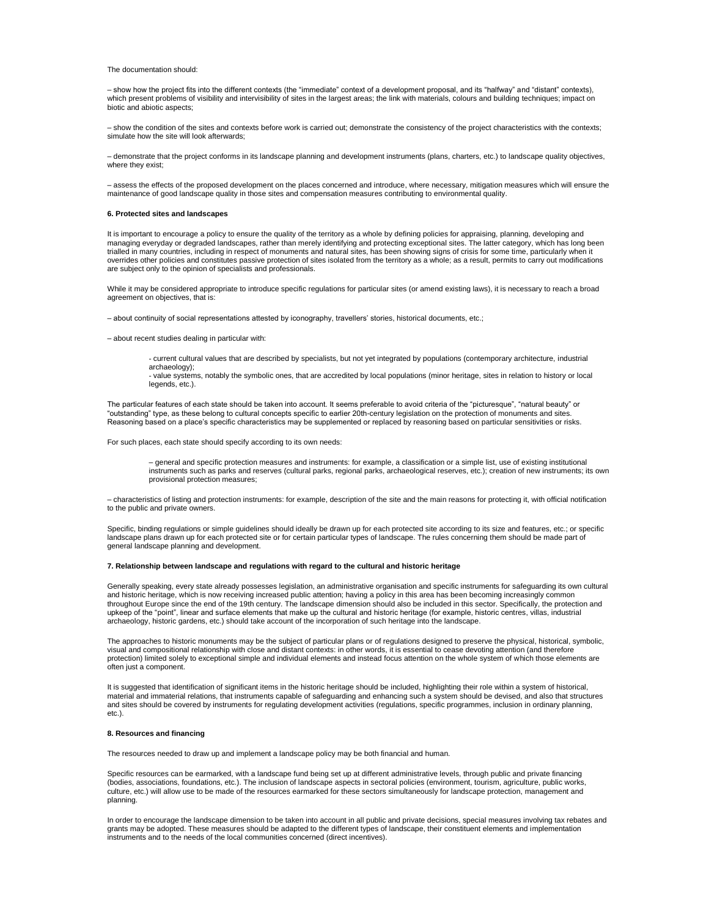The documentation should:

– show how the project fits into the different contexts (the "immediate" context of a development proposal, and its "halfway" and "distant" contexts), which present problems of visibility and intervisibility of sites in the largest areas; the link with materials, colours and building techniques; impact on biotic and abiotic aspects;

– show the condition of the sites and contexts before work is carried out; demonstrate the consistency of the project characteristics with the contexts; simulate how the site will look afterwards;

– demonstrate that the project conforms in its landscape planning and development instruments (plans, charters, etc.) to landscape quality objectives, where they exist;

– assess the effects of the proposed development on the places concerned and introduce, where necessary, mitigation measures which will ensure the maintenance of good landscape quality in those sites and compensation measures contributing to environmental quality.

**6. Protected sites and landscapes**

It is important to encourage a policy to ensure the quality of the territory as a whole by defining policies for appraising, planning, developing and managing everyday or degraded landscapes, rather than merely identifying and protecting exceptional sites. The latter category, which has long been trialled in many countries, including in respect of monuments and natural sites, has been showing signs of crisis for some time, particularly when it overrides other policies and constitutes passive protection of sites isolated from the territory as a whole; as a result, permits to carry out modifications are subject only to the opinion of specialists and professionals.

While it may be considered appropriate to introduce specific regulations for particular sites (or amend existing laws), it is necessary to reach a broad agreement on objectives, that is:

– about continuity of social representations attested by iconography, travellers' stories, historical documents, etc.;

– about recent studies dealing in particular with:

> - current cultural values that are described by specialists, but not yet integrated by populations (contemporary architecture, industrial archaeology);
> - value systems, notably the symbolic ones, that are accredited by local populations (minor heritage, sites in relation to history or local legends, etc.).

The particular features of each state should be taken into account. It seems preferable to avoid criteria of the "picturesque", "natural beauty" or "outstanding" type, as these belong to cultural concepts specific to earlier 20th-century legislation on the protection of monuments and sites. Reasoning based on a place's specific characteristics may be supplemented or replaced by reasoning based on particular sensitivities or risks.

For such places, each state should specify according to its own needs:

> – general and specific protection measures and instruments: for example, a classification or a simple list, use of existing institutional instruments such as parks and reserves (cultural parks, regional parks, archaeological reserves, etc.); creation of new instruments; its own provisional protection measures;

– characteristics of listing and protection instruments: for example, description of the site and the main reasons for protecting it, with official notification to the public and private owners.

Specific, binding regulations or simple guidelines should ideally be drawn up for each protected site according to its size and features, etc.; or specific landscape plans drawn up for each protected site or for certain particular types of landscape. The rules concerning them should be made part of general landscape planning and development.

**7. Relationship between landscape and regulations with regard to the cultural and historic heritage**

Generally speaking, every state already possesses legislation, an administrative organisation and specific instruments for safeguarding its own cultural and historic heritage, which is now receiving increased public attention; having a policy in this area has been becoming increasingly common throughout Europe since the end of the 19th century. The landscape dimension should also be included in this sector. Specifically, the protection and upkeep of the "point", linear and surface elements that make up the cultural and historic heritage (for example, historic centres, villas, industrial archaeology, historic gardens, etc.) should take account of the incorporation of such heritage into the landscape.

The approaches to historic monuments may be the subject of particular plans or of regulations designed to preserve the physical, historical, symbolic, visual and compositional relationship with close and distant contexts: in other words, it is essential to cease devoting attention (and therefore protection) limited solely to exceptional simple and individual elements and instead focus attention on the whole system of which those elements are often just a component.

It is suggested that identification of significant items in the historic heritage should be included, highlighting their role within a system of historical, material and immaterial relations, that instruments capable of safeguarding and enhancing such a system should be devised, and also that structures and sites should be covered by instruments for regulating development activities (regulations, specific programmes, inclusion in ordinary planning, etc.).

**8. Resources and financing**

The resources needed to draw up and implement a landscape policy may be both financial and human.

Specific resources can be earmarked, with a landscape fund being set up at different administrative levels, through public and private financing (bodies, associations, foundations, etc.). The inclusion of landscape aspects in sectoral policies (environment, tourism, agriculture, public works, culture, etc.) will allow use to be made of the resources earmarked for these sectors simultaneously for landscape protection, management and planning.

In order to encourage the landscape dimension to be taken into account in all public and private decisions, special measures involving tax rebates and grants may be adopted. These measures should be adapted to the different types of landscape, their constituent elements and implementation instruments and to the needs of the local communities concerned (direct incentives).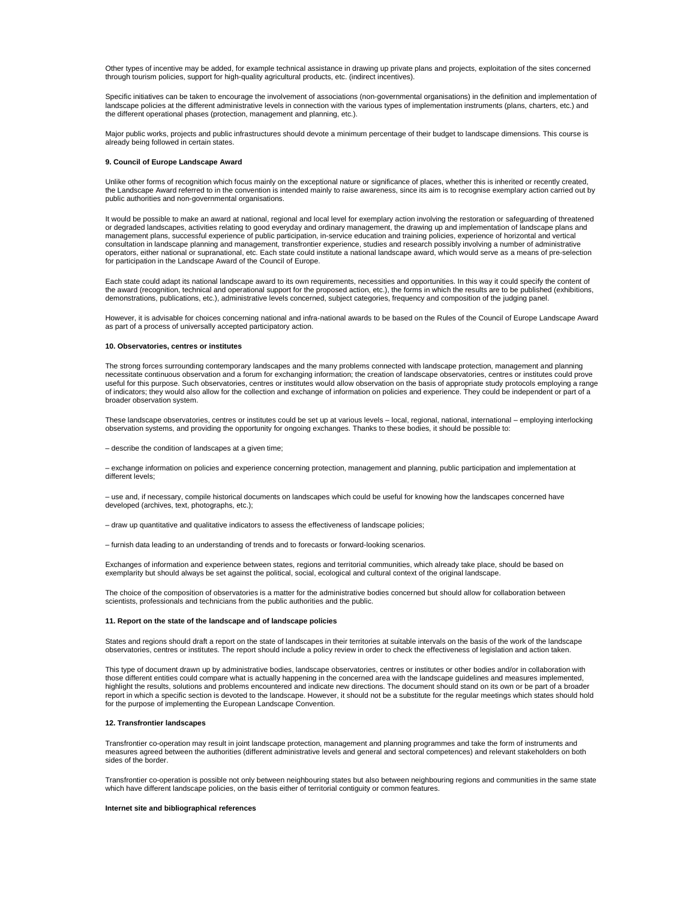Other types of incentive may be added, for example technical assistance in drawing up private plans and projects, exploitation of the sites concerned through tourism policies, support for high-quality agricultural products, etc. (indirect incentives).

Specific initiatives can be taken to encourage the involvement of associations (non-governmental organisations) in the definition and implementation of landscape policies at the different administrative levels in connection with the various types of implementation instruments (plans, charters, etc.) and the different operational phases (protection, management and planning, etc.).

Major public works, projects and public infrastructures should devote a minimum percentage of their budget to landscape dimensions. This course is already being followed in certain states.

**9. Council of Europe Landscape Award**

Unlike other forms of recognition which focus mainly on the exceptional nature or significance of places, whether this is inherited or recently created, the Landscape Award referred to in the convention is intended mainly to raise awareness, since its aim is to recognise exemplary action carried out by public authorities and non-governmental organisations.

It would be possible to make an award at national, regional and local level for exemplary action involving the restoration or safeguarding of threatened or degraded landscapes, activities relating to good everyday and ordinary management, the drawing up and implementation of landscape plans and management plans, successful experience of public participation, in-service education and training policies, experience of horizontal and vertical consultation in landscape planning and management, transfrontier experience, studies and research possibly involving a number of administrative operators, either national or supranational, etc. Each state could institute a national landscape award, which would serve as a means of pre-selection for participation in the Landscape Award of the Council of Europe.

Each state could adapt its national landscape award to its own requirements, necessities and opportunities. In this way it could specify the content of the award (recognition, technical and operational support for the proposed action, etc.), the forms in which the results are to be published (exhibitions, demonstrations, publications, etc.), administrative levels concerned, subject categories, frequency and composition of the judging panel.

However, it is advisable for choices concerning national and infra-national awards to be based on the Rules of the Council of Europe Landscape Award as part of a process of universally accepted participatory action.

**10. Observatories, centres or institutes**

The strong forces surrounding contemporary landscapes and the many problems connected with landscape protection, management and planning necessitate continuous observation and a forum for exchanging information; the creation of landscape observatories, centres or institutes could prove useful for this purpose. Such observatories, centres or institutes would allow observation on the basis of appropriate study protocols employing a range of indicators; they would also allow for the collection and exchange of information on policies and experience. They could be independent or part of a broader observation system.

These landscape observatories, centres or institutes could be set up at various levels – local, regional, national, international – employing interlocking observation systems, and providing the opportunity for ongoing exchanges. Thanks to these bodies, it should be possible to:

– describe the condition of landscapes at a given time;

– exchange information on policies and experience concerning protection, management and planning, public participation and implementation at different levels;

– use and, if necessary, compile historical documents on landscapes which could be useful for knowing how the landscapes concerned have developed (archives, text, photographs, etc.);

– draw up quantitative and qualitative indicators to assess the effectiveness of landscape policies;

– furnish data leading to an understanding of trends and to forecasts or forward-looking scenarios.

Exchanges of information and experience between states, regions and territorial communities, which already take place, should be based on exemplarity but should always be set against the political, social, ecological and cultural context of the original landscape.

The choice of the composition of observatories is a matter for the administrative bodies concerned but should allow for collaboration between scientists, professionals and technicians from the public authorities and the public.

**11. Report on the state of the landscape and of landscape policies**

States and regions should draft a report on the state of landscapes in their territories at suitable intervals on the basis of the work of the landscape observatories, centres or institutes. The report should include a policy review in order to check the effectiveness of legislation and action taken.

This type of document drawn up by administrative bodies, landscape observatories, centres or institutes or other bodies and/or in collaboration with those different entities could compare what is actually happening in the concerned area with the landscape guidelines and measures implemented, highlight the results, solutions and problems encountered and indicate new directions. The document should stand on its own or be part of a broader report in which a specific section is devoted to the landscape. However, it should not be a substitute for the regular meetings which states should hold for the purpose of implementing the European Landscape Convention.

**12. Transfrontier landscapes**

Transfrontier co-operation may result in joint landscape protection, management and planning programmes and take the form of instruments and measures agreed between the authorities (different administrative levels and general and sectoral competences) and relevant stakeholders on both sides of the border.

Transfrontier co-operation is possible not only between neighbouring states but also between neighbouring regions and communities in the same state which have different landscape policies, on the basis either of territorial contiguity or common features.

**Internet site and bibliographical references**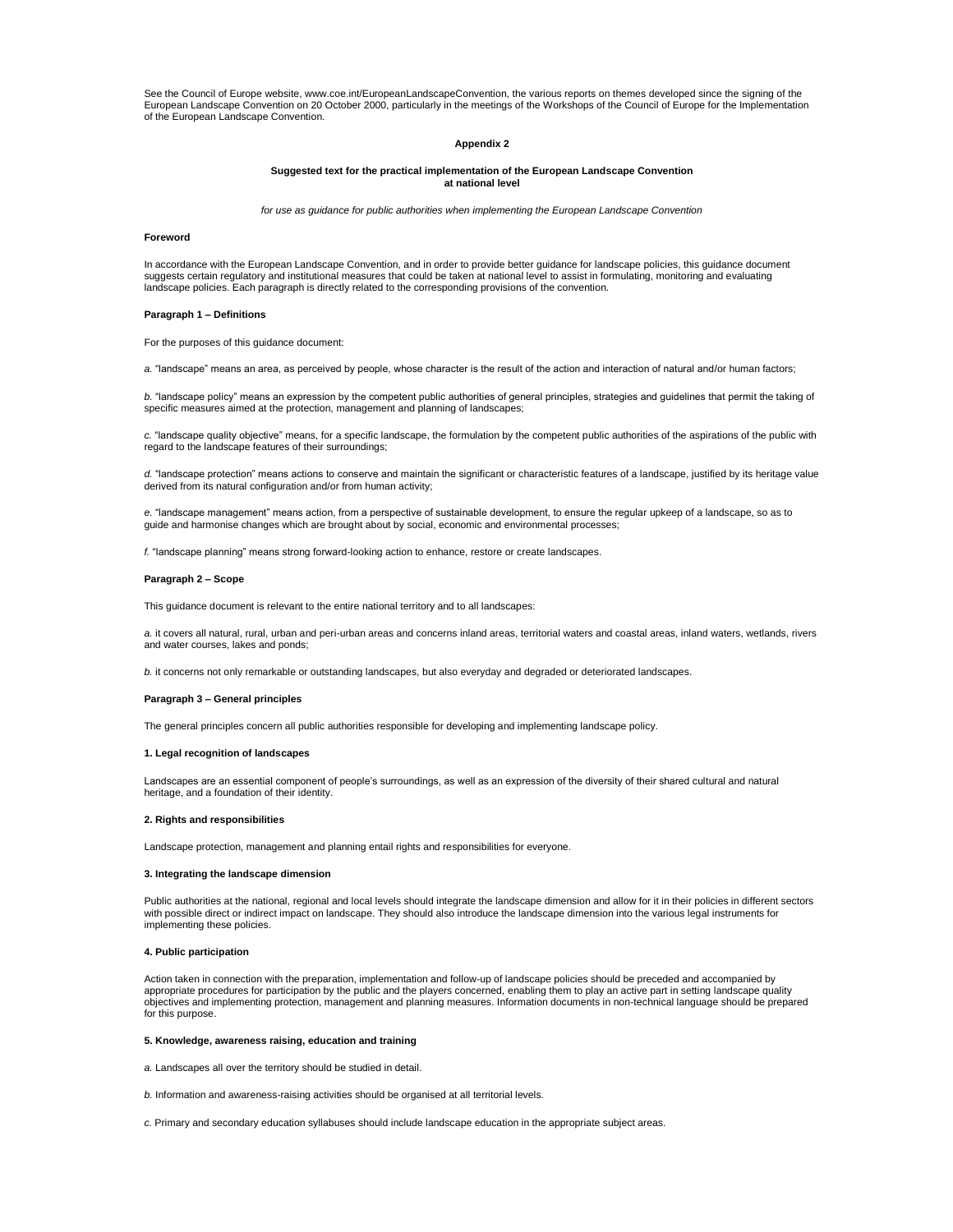See the Council of Europe website, www.coe.int/EuropeanLandscapeConvention, the various reports on themes developed since the signing of the European Landscape Convention on 20 October 2000, particularly in the meetings of the Workshops of the Council of Europe for the Implementation of the European Landscape Convention.

## Appendix 2

### Suggested text for the practical implementation of the European Landscape Convention at national level

*for use as guidance for public authorities when implementing the European Landscape Convention*

#### Foreword

In accordance with the European Landscape Convention, and in order to provide better guidance for landscape policies, this guidance document suggests certain regulatory and institutional measures that could be taken at national level to assist in formulating, monitoring and evaluating landscape policies. Each paragraph is directly related to the corresponding provisions of the convention.

#### Paragraph 1 – Definitions

For the purposes of this guidance document:

*a.* "landscape" means an area, as perceived by people, whose character is the result of the action and interaction of natural and/or human factors;

*b.* "landscape policy" means an expression by the competent public authorities of general principles, strategies and guidelines that permit the taking of specific measures aimed at the protection, management and planning of landscapes;

*c.* "landscape quality objective" means, for a specific landscape, the formulation by the competent public authorities of the aspirations of the public with regard to the landscape features of their surroundings;

*d.* "landscape protection" means actions to conserve and maintain the significant or characteristic features of a landscape, justified by its heritage value derived from its natural configuration and/or from human activity;

*e.* "landscape management" means action, from a perspective of sustainable development, to ensure the regular upkeep of a landscape, so as to guide and harmonise changes which are brought about by social, economic and environmental processes;

*f.* "landscape planning" means strong forward-looking action to enhance, restore or create landscapes.

#### Paragraph 2 – Scope

This guidance document is relevant to the entire national territory and to all landscapes:

*a.* it covers all natural, rural, urban and peri-urban areas and concerns inland areas, territorial waters and coastal areas, inland waters, wetlands, rivers and water courses, lakes and ponds;

*b.* it concerns not only remarkable or outstanding landscapes, but also everyday and degraded or deteriorated landscapes.

#### Paragraph 3 – General principles

The general principles concern all public authorities responsible for developing and implementing landscape policy.

**1. Legal recognition of landscapes**

Landscapes are an essential component of people's surroundings, as well as an expression of the diversity of their shared cultural and natural heritage, and a foundation of their identity.

**2. Rights and responsibilities**

Landscape protection, management and planning entail rights and responsibilities for everyone.

**3. Integrating the landscape dimension**

Public authorities at the national, regional and local levels should integrate the landscape dimension and allow for it in their policies in different sectors with possible direct or indirect impact on landscape. They should also introduce the landscape dimension into the various legal instruments for implementing these policies.

**4. Public participation**

Action taken in connection with the preparation, implementation and follow-up of landscape policies should be preceded and accompanied by appropriate procedures for participation by the public and the players concerned, enabling them to play an active part in setting landscape quality objectives and implementing protection, management and planning measures. Information documents in non-technical language should be prepared for this purpose.

**5. Knowledge, awareness raising, education and training**

*a.* Landscapes all over the territory should be studied in detail.

*b.* Information and awareness-raising activities should be organised at all territorial levels.

*c.* Primary and secondary education syllabuses should include landscape education in the appropriate subject areas.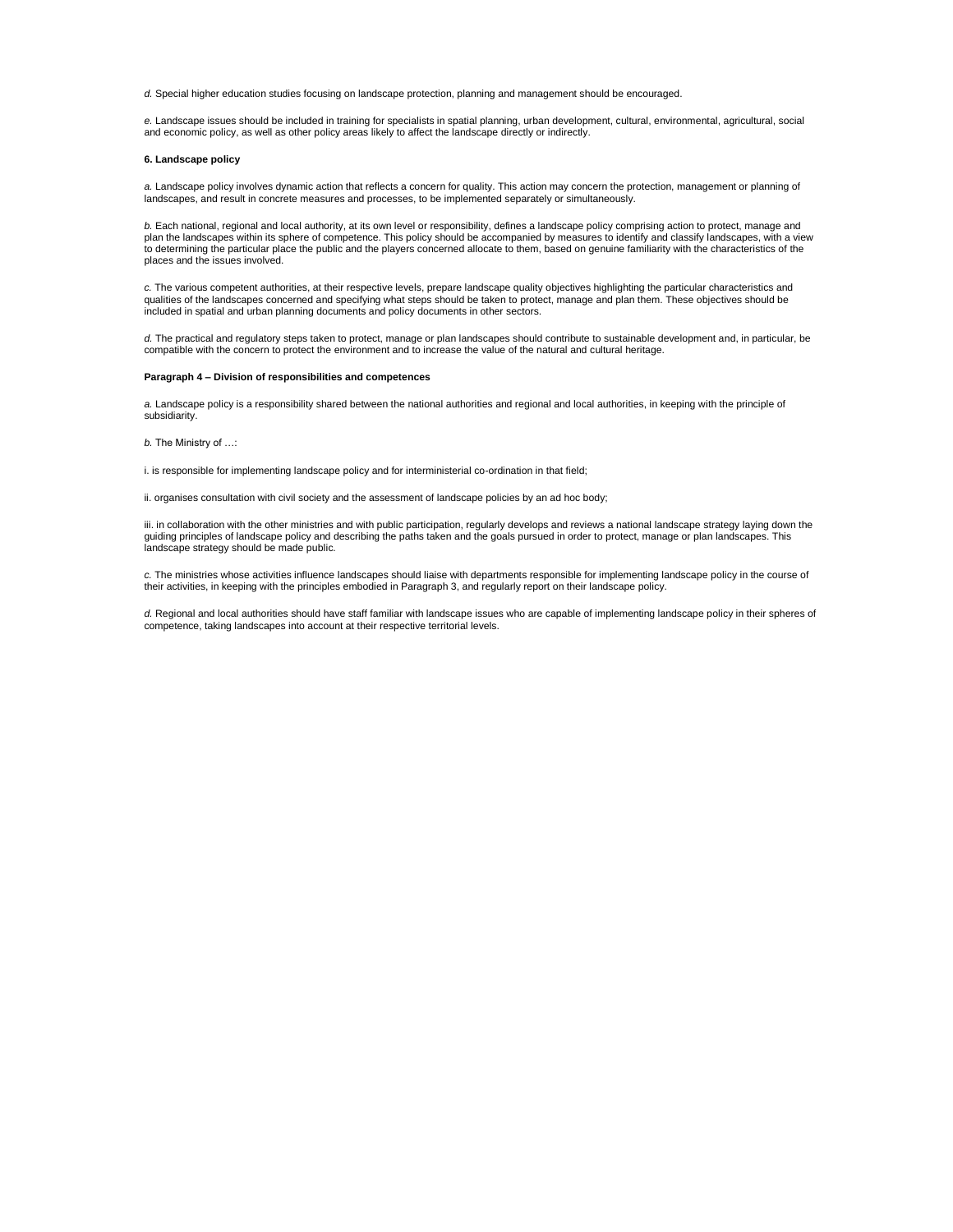*d.* Special higher education studies focusing on landscape protection, planning and management should be encouraged.

*e.* Landscape issues should be included in training for specialists in spatial planning, urban development, cultural, environmental, agricultural, social and economic policy, as well as other policy areas likely to affect the landscape directly or indirectly.

**6. Landscape policy**

*a.* Landscape policy involves dynamic action that reflects a concern for quality. This action may concern the protection, management or planning of landscapes, and result in concrete measures and processes, to be implemented separately or simultaneously.

*b.* Each national, regional and local authority, at its own level or responsibility, defines a landscape policy comprising action to protect, manage and plan the landscapes within its sphere of competence. This policy should be accompanied by measures to identify and classify landscapes, with a view to determining the particular place the public and the players concerned allocate to them, based on genuine familiarity with the characteristics of the places and the issues involved.

*c.* The various competent authorities, at their respective levels, prepare landscape quality objectives highlighting the particular characteristics and qualities of the landscapes concerned and specifying what steps should be taken to protect, manage and plan them. These objectives should be included in spatial and urban planning documents and policy documents in other sectors.

*d.* The practical and regulatory steps taken to protect, manage or plan landscapes should contribute to sustainable development and, in particular, be compatible with the concern to protect the environment and to increase the value of the natural and cultural heritage.

**Paragraph 4 – Division of responsibilities and competences**

*a.* Landscape policy is a responsibility shared between the national authorities and regional and local authorities, in keeping with the principle of subsidiarity.

*b.* The Ministry of …:

i. is responsible for implementing landscape policy and for interministerial co-ordination in that field;

ii. organises consultation with civil society and the assessment of landscape policies by an ad hoc body;

iii. in collaboration with the other ministries and with public participation, regularly develops and reviews a national landscape strategy laying down the guiding principles of landscape policy and describing the paths taken and the goals pursued in order to protect, manage or plan landscapes. This landscape strategy should be made public.

*c.* The ministries whose activities influence landscapes should liaise with departments responsible for implementing landscape policy in the course of their activities, in keeping with the principles embodied in Paragraph 3, and regularly report on their landscape policy.

*d.* Regional and local authorities should have staff familiar with landscape issues who are capable of implementing landscape policy in their spheres of competence, taking landscapes into account at their respective territorial levels.